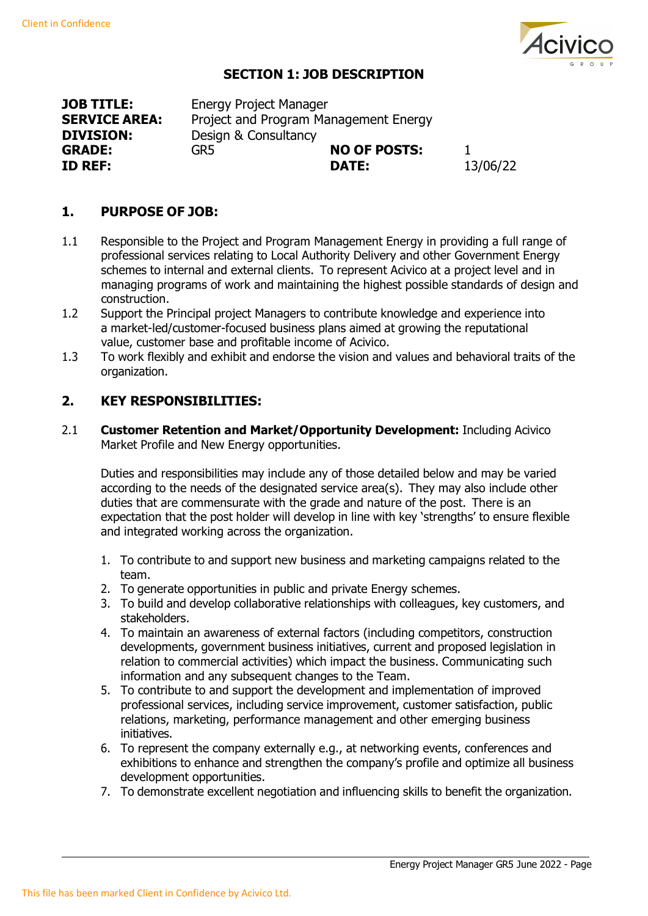## SECTION 1: JOB DESCRIPTION

| | | | |
|---|---|---|---|
| **JOB TITLE:** | Energy Project Manager | | |
| **SERVICE AREA:** | Project and Program Management Energy | | |
| **DIVISION:** | Design & Consultancy | | |
| **GRADE:** | GR5 | **NO OF POSTS:** | 1 |
| **ID REF:** | | **DATE:** | 13/06/22 |

### 1. PURPOSE OF JOB:

1.1 Responsible to the Project and Program Management Energy in providing a full range of professional services relating to Local Authority Delivery and other Government Energy schemes to internal and external clients. To represent Acivico at a project level and in managing programs of work and maintaining the highest possible standards of design and construction.

1.2 Support the Principal project Managers to contribute knowledge and experience into a market-led/customer-focused business plans aimed at growing the reputational value, customer base and profitable income of Acivico.

1.3 To work flexibly and exhibit and endorse the vision and values and behavioral traits of the organization.

### 2. KEY RESPONSIBILITIES:

2.1 **Customer Retention and Market/Opportunity Development:** Including Acivico Market Profile and New Energy opportunities.

Duties and responsibilities may include any of those detailed below and may be varied according to the needs of the designated service area(s). They may also include other duties that are commensurate with the grade and nature of the post. There is an expectation that the post holder will develop in line with key 'strengths' to ensure flexible and integrated working across the organization.

1. To contribute to and support new business and marketing campaigns related to the team.
2. To generate opportunities in public and private Energy schemes.
3. To build and develop collaborative relationships with colleagues, key customers, and stakeholders.
4. To maintain an awareness of external factors (including competitors, construction developments, government business initiatives, current and proposed legislation in relation to commercial activities) which impact the business. Communicating such information and any subsequent changes to the Team.
5. To contribute to and support the development and implementation of improved professional services, including service improvement, customer satisfaction, public relations, marketing, performance management and other emerging business initiatives.
6. To represent the company externally e.g., at networking events, conferences and exhibitions to enhance and strengthen the company's profile and optimize all business development opportunities.
7. To demonstrate excellent negotiation and influencing skills to benefit the organization.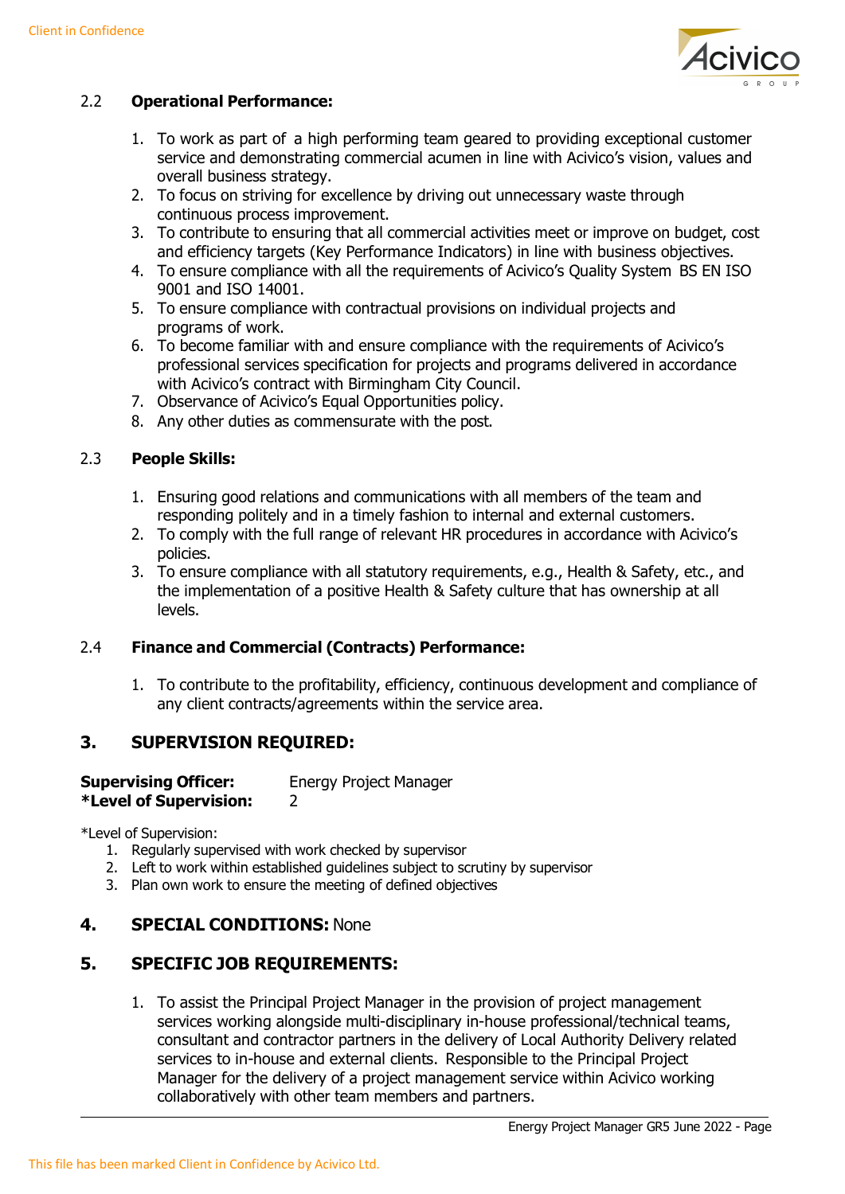### 2.2 **Operational Performance:**

1. To work as part of a high performing team geared to providing exceptional customer service and demonstrating commercial acumen in line with Acivico's vision, values and overall business strategy.
2. To focus on striving for excellence by driving out unnecessary waste through continuous process improvement.
3. To contribute to ensuring that all commercial activities meet or improve on budget, cost and efficiency targets (Key Performance Indicators) in line with business objectives.
4. To ensure compliance with all the requirements of Acivico's Quality System BS EN ISO 9001 and ISO 14001.
5. To ensure compliance with contractual provisions on individual projects and programs of work.
6. To become familiar with and ensure compliance with the requirements of Acivico's professional services specification for projects and programs delivered in accordance with Acivico's contract with Birmingham City Council.
7. Observance of Acivico's Equal Opportunities policy.
8. Any other duties as commensurate with the post.

### 2.3 **People Skills:**

1. Ensuring good relations and communications with all members of the team and responding politely and in a timely fashion to internal and external customers.
2. To comply with the full range of relevant HR procedures in accordance with Acivico's policies.
3. To ensure compliance with all statutory requirements, e.g., Health & Safety, etc., and the implementation of a positive Health & Safety culture that has ownership at all levels.

### 2.4 **Finance and Commercial (Contracts) Performance:**

1. To contribute to the profitability, efficiency, continuous development and compliance of any client contracts/agreements within the service area.

## 3. SUPERVISION REQUIRED:

**Supervising Officer:** Energy Project Manager
**\*Level of Supervision:** 2

\*Level of Supervision:

1. Regularly supervised with work checked by supervisor
2. Left to work within established guidelines subject to scrutiny by supervisor
3. Plan own work to ensure the meeting of defined objectives

## 4. SPECIAL CONDITIONS: None

## 5. SPECIFIC JOB REQUIREMENTS:

1. To assist the Principal Project Manager in the provision of project management services working alongside multi-disciplinary in-house professional/technical teams, consultant and contractor partners in the delivery of Local Authority Delivery related services to in-house and external clients. Responsible to the Principal Project Manager for the delivery of a project management service within Acivico working collaboratively with other team members and partners.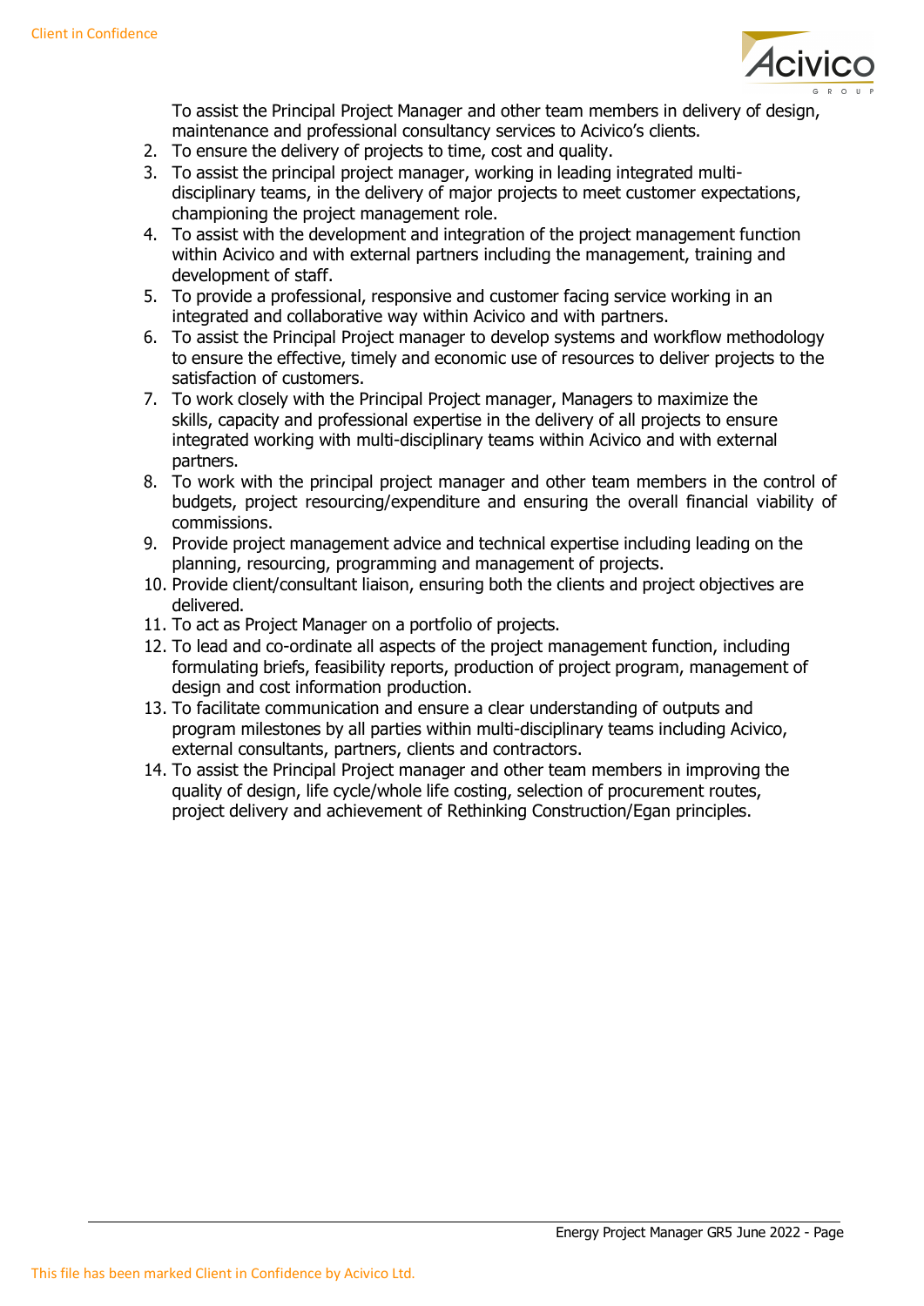To assist the Principal Project Manager and other team members in delivery of design, maintenance and professional consultancy services to Acivico's clients.

2. To ensure the delivery of projects to time, cost and quality.
3. To assist the principal project manager, working in leading integrated multi-disciplinary teams, in the delivery of major projects to meet customer expectations, championing the project management role.
4. To assist with the development and integration of the project management function within Acivico and with external partners including the management, training and development of staff.
5. To provide a professional, responsive and customer facing service working in an integrated and collaborative way within Acivico and with partners.
6. To assist the Principal Project manager to develop systems and workflow methodology to ensure the effective, timely and economic use of resources to deliver projects to the satisfaction of customers.
7. To work closely with the Principal Project manager, Managers to maximize the skills, capacity and professional expertise in the delivery of all projects to ensure integrated working with multi-disciplinary teams within Acivico and with external partners.
8. To work with the principal project manager and other team members in the control of budgets, project resourcing/expenditure and ensuring the overall financial viability of commissions.
9. Provide project management advice and technical expertise including leading on the planning, resourcing, programming and management of projects.
10. Provide client/consultant liaison, ensuring both the clients and project objectives are delivered.
11. To act as Project Manager on a portfolio of projects.
12. To lead and co-ordinate all aspects of the project management function, including formulating briefs, feasibility reports, production of project program, management of design and cost information production.
13. To facilitate communication and ensure a clear understanding of outputs and program milestones by all parties within multi-disciplinary teams including Acivico, external consultants, partners, clients and contractors.
14. To assist the Principal Project manager and other team members in improving the quality of design, life cycle/whole life costing, selection of procurement routes, project delivery and achievement of Rethinking Construction/Egan principles.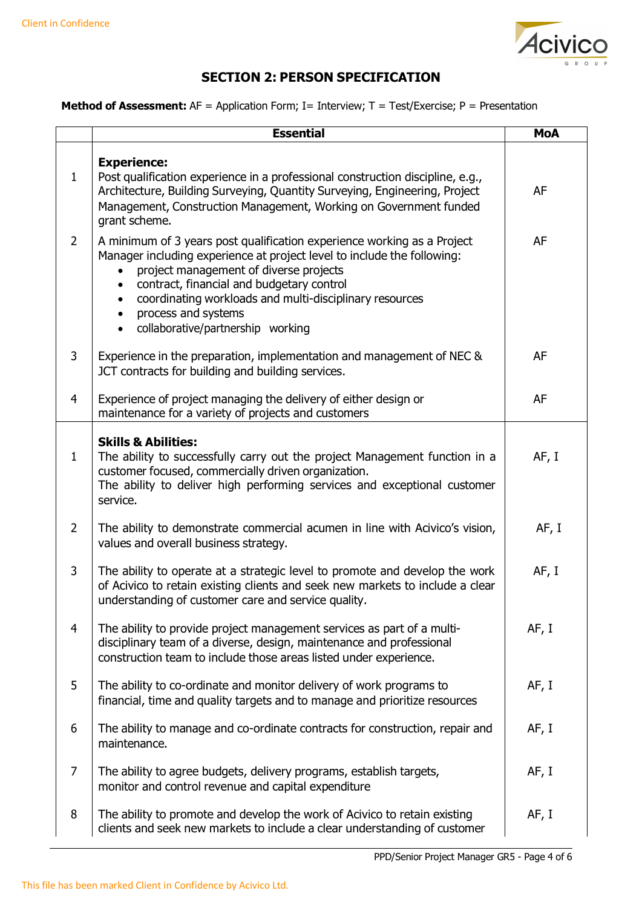## SECTION 2: PERSON SPECIFICATION

**Method of Assessment:** AF = Application Form; I= Interview; T = Test/Exercise; P = Presentation

| | Essential | MoA |
|---|---|---|
| 1 | **Experience:**<br>Post qualification experience in a professional construction discipline, e.g., Architecture, Building Surveying, Quantity Surveying, Engineering, Project Management, Construction Management, Working on Government funded grant scheme. | AF |
| 2 | A minimum of 3 years post qualification experience working as a Project Manager including experience at project level to include the following:<br>• project management of diverse projects<br>• contract, financial and budgetary control<br>• coordinating workloads and multi-disciplinary resources<br>• process and systems<br>• collaborative/partnership working | AF |
| 3 | Experience in the preparation, implementation and management of NEC & JCT contracts for building and building services. | AF |
| 4 | Experience of project managing the delivery of either design or maintenance for a variety of projects and customers | AF |
| 1 | **Skills & Abilities:**<br>The ability to successfully carry out the project Management function in a customer focused, commercially driven organization.<br>The ability to deliver high performing services and exceptional customer service. | AF, I |
| 2 | The ability to demonstrate commercial acumen in line with Acivico's vision, values and overall business strategy. | AF, I |
| 3 | The ability to operate at a strategic level to promote and develop the work of Acivico to retain existing clients and seek new markets to include a clear understanding of customer care and service quality. | AF, I |
| 4 | The ability to provide project management services as part of a multi-disciplinary team of a diverse, design, maintenance and professional construction team to include those areas listed under experience. | AF, I |
| 5 | The ability to co-ordinate and monitor delivery of work programs to financial, time and quality targets and to manage and prioritize resources | AF, I |
| 6 | The ability to manage and co-ordinate contracts for construction, repair and maintenance. | AF, I |
| 7 | The ability to agree budgets, delivery programs, establish targets, monitor and control revenue and capital expenditure | AF, I |
| 8 | The ability to promote and develop the work of Acivico to retain existing clients and seek new markets to include a clear understanding of customer | AF, I |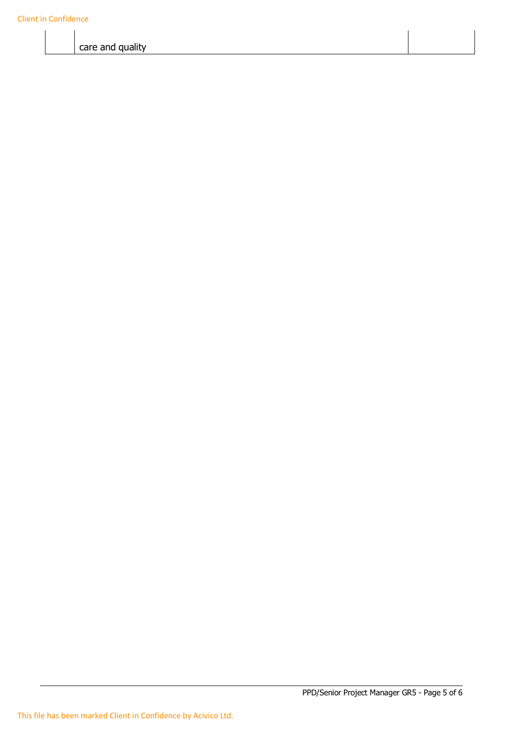| | | |
|---|---|---|
| | care and quality | |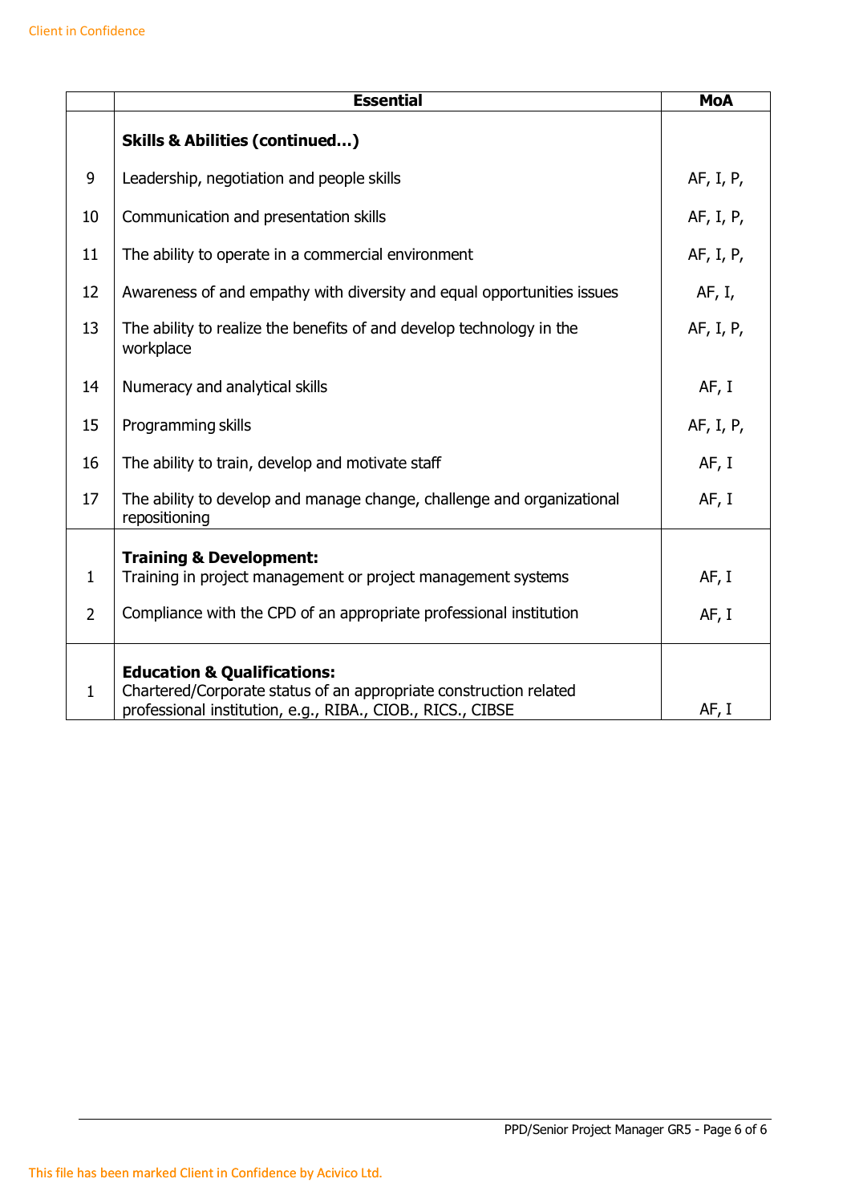| | Essential | MoA |
|---|---|---|
| | **Skills & Abilities (continued…)** | |
| 9 | Leadership, negotiation and people skills | AF, I, P, |
| 10 | Communication and presentation skills | AF, I, P, |
| 11 | The ability to operate in a commercial environment | AF, I, P, |
| 12 | Awareness of and empathy with diversity and equal opportunities issues | AF, I, |
| 13 | The ability to realize the benefits of and develop technology in the workplace | AF, I, P, |
| 14 | Numeracy and analytical skills | AF, I |
| 15 | Programming skills | AF, I, P, |
| 16 | The ability to train, develop and motivate staff | AF, I |
| 17 | The ability to develop and manage change, challenge and organizational repositioning | AF, I |
| | **Training & Development:** | |
| 1 | Training in project management or project management systems | AF, I |
| 2 | Compliance with the CPD of an appropriate professional institution | AF, I |
| | **Education & Qualifications:** | |
| 1 | Chartered/Corporate status of an appropriate construction related professional institution, e.g., RIBA., CIOB., RICS., CIBSE | AF, I |